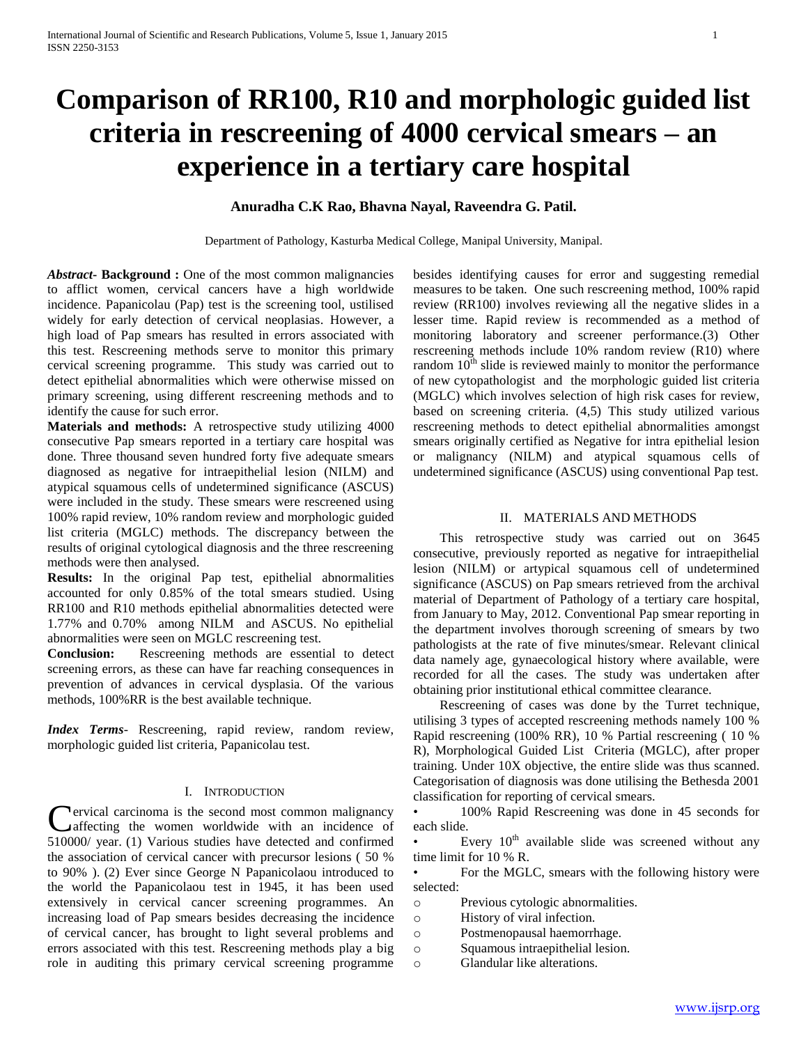# Comparison of RR100, R10 and morphologic guided list criteria in rescreening of 4000 cervical smears – an experience in a tertiary care hospital

**Anuradha C.K Rao, Bhavna Nayal, Raveendra G. Patil.**

Department of Pathology, Kasturba Medical College, Manipal University, Manipal.

***Abstract*- Background :** One of the most common malignancies to afflict women, cervical cancers have a high worldwide incidence. Papanicolau (Pap) test is the screening tool, ustilised widely for early detection of cervical neoplasias. However, a high load of Pap smears has resulted in errors associated with this test. Rescreening methods serve to monitor this primary cervical screening programme. This study was carried out to detect epithelial abnormalities which were otherwise missed on primary screening, using different rescreening methods and to identify the cause for such error.

**Materials and methods:** A retrospective study utilizing 4000 consecutive Pap smears reported in a tertiary care hospital was done. Three thousand seven hundred forty five adequate smears diagnosed as negative for intraepithelial lesion (NILM) and atypical squamous cells of undetermined significance (ASCUS) were included in the study. These smears were rescreened using 100% rapid review, 10% random review and morphologic guided list criteria (MGLC) methods. The discrepancy between the results of original cytological diagnosis and the three rescreening methods were then analysed.

**Results:** In the original Pap test, epithelial abnormalities accounted for only 0.85% of the total smears studied. Using RR100 and R10 methods epithelial abnormalities detected were 1.77% and 0.70% among NILM and ASCUS. No epithelial abnormalities were seen on MGLC rescreening test.

**Conclusion:** Rescreening methods are essential to detect screening errors, as these can have far reaching consequences in prevention of advances in cervical dysplasia. Of the various methods, 100%RR is the best available technique.

***Index Terms*-** Rescreening, rapid review, random review, morphologic guided list criteria, Papanicolau test.

## I. Introduction

Cervical carcinoma is the second most common malignancy affecting the women worldwide with an incidence of 510000/ year. (1) Various studies have detected and confirmed the association of cervical cancer with precursor lesions ( 50 % to 90% ). (2) Ever since George N Papanicolaou introduced to the world the Papanicolaou test in 1945, it has been used extensively in cervical cancer screening programmes. An increasing load of Pap smears besides decreasing the incidence of cervical cancer, has brought to light several problems and errors associated with this test. Rescreening methods play a big role in auditing this primary cervical screening programme besides identifying causes for error and suggesting remedial measures to be taken. One such rescreening method, 100% rapid review (RR100) involves reviewing all the negative slides in a lesser time. Rapid review is recommended as a method of monitoring laboratory and screener performance.(3) Other rescreening methods include 10% random review (R10) where random 10th slide is reviewed mainly to monitor the performance of new cytopathologist and the morphologic guided list criteria (MGLC) which involves selection of high risk cases for review, based on screening criteria. (4,5) This study utilized various rescreening methods to detect epithelial abnormalities amongst smears originally certified as Negative for intra epithelial lesion or malignancy (NILM) and artypical squamous cell of undetermined significance (ASCUS) using conventional Pap test.

## II. Materials and Methods

This retrospective study was carried out on 3645 consecutive, previously reported as negative for intraepithelial lesion (NILM) or atypical squamous cell of undetermined significance (ASCUS) on Pap smears retrieved from the archival material of Department of Pathology of a tertiary care hospital, from January to May, 2012. Conventional Pap smear reporting in the department involves thorough screening of smears by two pathologists at the rate of five minutes/smear. Relevant clinical data namely age, gynaecological history where available, were recorded for all the cases. The study was undertaken after obtaining prior institutional ethical committee clearance.

Rescreening of cases was done by the Turret technique, utilising 3 types of accepted rescreening methods namely 100 % Rapid rescreening (100% RR), 10 % Partial rescreening ( 10 % R), Morphological Guided List Criteria (MGLC), after proper training. Under 10X objective, the entire slide was thus scanned. Categorisation of diagnosis was done utilising the Bethesda 2001 classification for reporting of cervical smears.

- 100% Rapid Rescreening was done in 45 seconds for each slide.
- Every 10th available slide was screened without any time limit for 10 % R.
- For the MGLC, smears with the following history were selected:
  - Previous cytologic abnormalities.
  - History of viral infection.
  - Postmenopausal haemorrhage.
  - Squamous intraepithelial lesion.
  - Glandular like alterations.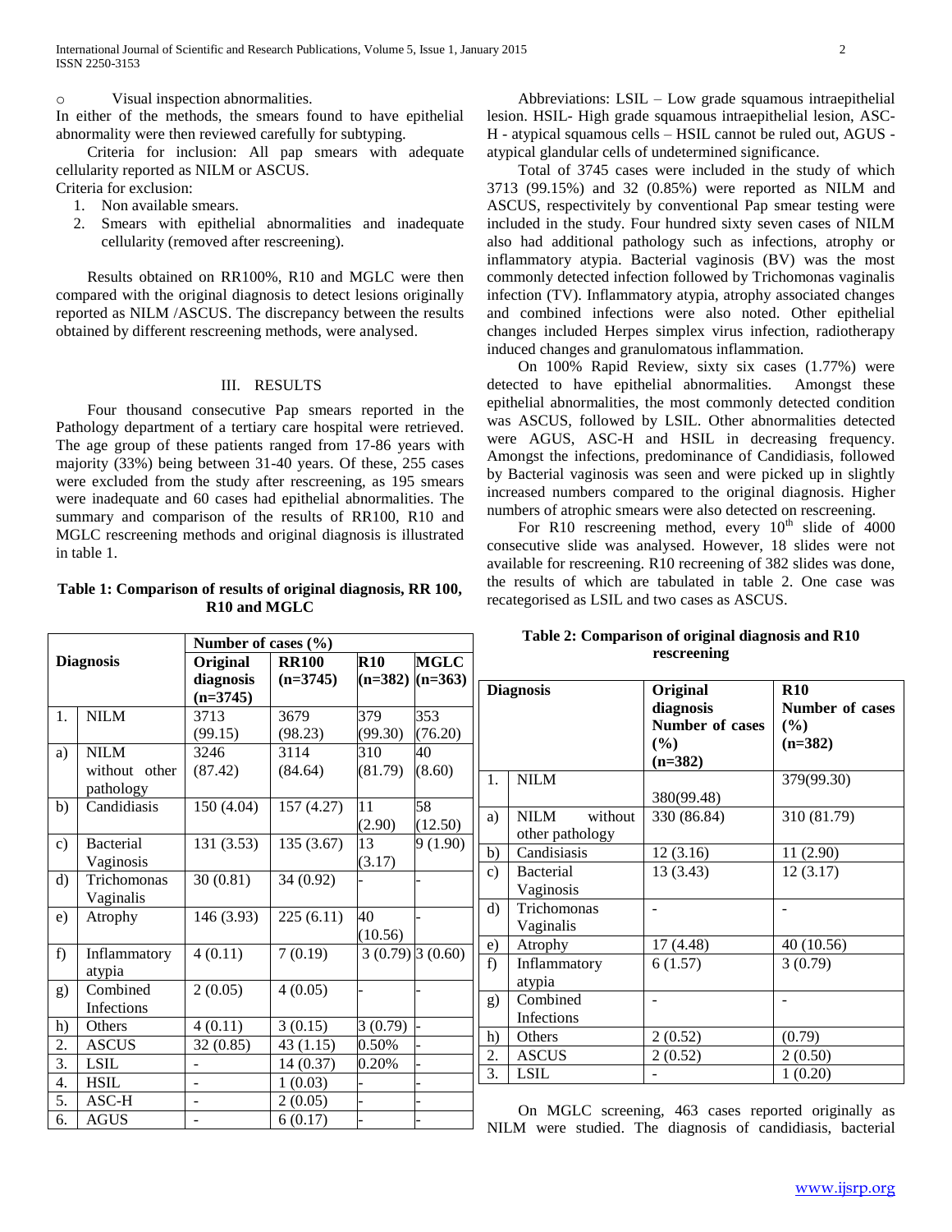- Visual inspection abnormalities.

In either of the methods, the smears found to have epithelial abnormality were then reviewed carefully for subtyping.

Criteria for inclusion: All pap smears with adequate cellularity reported as NILM or ASCUS.

Criteria for exclusion:

1. Non available smears.
2. Smears with epithelial abnormalities and inadequate cellularity (removed after rescreening).

Results obtained on RR100%, R10 and MGLC were then compared with the original diagnosis to detect lesions originally reported as NILM /ASCUS. The discrepancy between the results obtained by different rescreening methods, were analysed.

## III. RESULTS

Four thousand consecutive Pap smears reported in the Pathology department of a tertiary care hospital were retrieved. The age group of these patients ranged from 17-86 years with majority (33%) being between 31-40 years. Of these, 255 cases were excluded from the study after rescreening, as 195 smears were inadequate and 60 cases had epithelial abnormalities. The summary and comparison of the results of RR100, R10 and MGLC rescreening methods and original diagnosis is illustrated in table 1.

**Table 1: Comparison of results of original diagnosis, RR 100, R10 and MGLC**

| Diagnosis | | Number of cases (%) | | | |
|---|---|---|---|---|---|
| | | Original diagnosis (n=3745) | RR100 (n=3745) | R10 (n=382) | MGLC (n=363) |
| 1. | NILM | 3713 (99.15) | 3679 (98.23) | 379 (99.30) | 353 (76.20) |
| a) | NILM without other pathology | 3246 (87.42) | 3114 (84.64) | 310 (81.79) | 40 (8.60) |
| b) | Candidiasis | 150 (4.04) | 157 (4.27) | 11 (2.90) | 58 (12.50) |
| c) | Bacterial Vaginosis | 131 (3.53) | 135 (3.67) | 13 (3.17) | 9 (1.90) |
| d) | Trichomonas Vaginalis | 30 (0.81) | 34 (0.92) | - | - |
| e) | Atrophy | 146 (3.93) | 225 (6.11) | 40 (10.56) | - |
| f) | Inflammatory atypia | 4 (0.11) | 7 (0.19) | 3 (0.79) | 3 (0.60) |
| g) | Combined Infections | 2 (0.05) | 4 (0.05) | - | - |
| h) | Others | 4 (0.11) | 3 (0.15) | 3 (0.79) | - |
| 2. | ASCUS | 32 (0.85) | 43 (1.15) | 0.50% | - |
| 3. | LSIL | - | 14 (0.37) | 0.20% | - |
| 4. | HSIL | - | 1 (0.03) | - | - |
| 5. | ASC-H | - | 2 (0.05) | - | - |
| 6. | AGUS | - | 6 (0.17) | - | - |

Abbreviations: LSIL – Low grade squamous intraepithelial lesion. HSIL- High grade squamous intraepithelial lesion, ASC-H - atypical squamous cells – HSIL cannot be ruled out, AGUS - atypical glandular cells of undetermined significance.

Total of 3745 cases were included in the study of which 3713 (99.15%) and 32 (0.85%) were reported as NILM and ASCUS, respectivitely by conventional Pap smear testing were included in the study. Four hundred sixty seven cases of NILM also had additional pathology such as infections, atrophy or inflammatory atypia. Bacterial vaginosis (BV) was the most commonly detected infection followed by Trichomonas vaginalis infection (TV). Inflammatory atypia, atrophy associated changes and combined infections were also noted. Other epithelial changes included Herpes simplex virus infection, radiotherapy induced changes and granulomatous inflammation.

On 100% Rapid Review, sixty six cases (1.77%) were detected to have epithelial abnormalities. Amongst these epithelial abnormalities, the most commonly detected condition was ASCUS, followed by LSIL. Other abnormalities detected were AGUS, ASC-H and HSIL in decreasing frequency. Amongst the infections, predominance of Candidiasis, followed by Bacterial vaginosis was seen and were picked up in slightly increased numbers compared to the original diagnosis. Higher numbers of atrophic smears were also detected on rescreening.

For R10 rescreening method, every 10$^{th}$ slide of 4000 consecutive slide was analysed. However, 18 slides were not available for rescreening. R10 recreening of 382 slides was done, the results of which are tabulated in table 2. One case was recategorised as LSIL and two cases as ASCUS.

**Table 2: Comparison of original diagnosis and R10 rescreening**

| Diagnosis | | Original diagnosis Number of cases (%) (n=382) | R10 Number of cases (%) (n=382) |
|---|---|---|---|
| 1. | NILM | 380(99.48) | 379(99.30) |
| a) | NILM without other pathology | 330 (86.84) | 310 (81.79) |
| b) | Candisiasis | 12 (3.16) | 11 (2.90) |
| c) | Bacterial Vaginosis | 13 (3.43) | 12 (3.17) |
| d) | Trichomonas Vaginalis | - | - |
| e) | Atrophy | 17 (4.48) | 40 (10.56) |
| f) | Inflammatory atypia | 6 (1.57) | 3 (0.79) |
| g) | Combined Infections | - | - |
| h) | Others | 2 (0.52) | (0.79) |
| 2. | ASCUS | 2 (0.52) | 2 (0.50) |
| 3. | LSIL | - | 1 (0.20) |

On MGLC screening, 463 cases reported originally as NILM were studied. The diagnosis of candidiasis, bacterial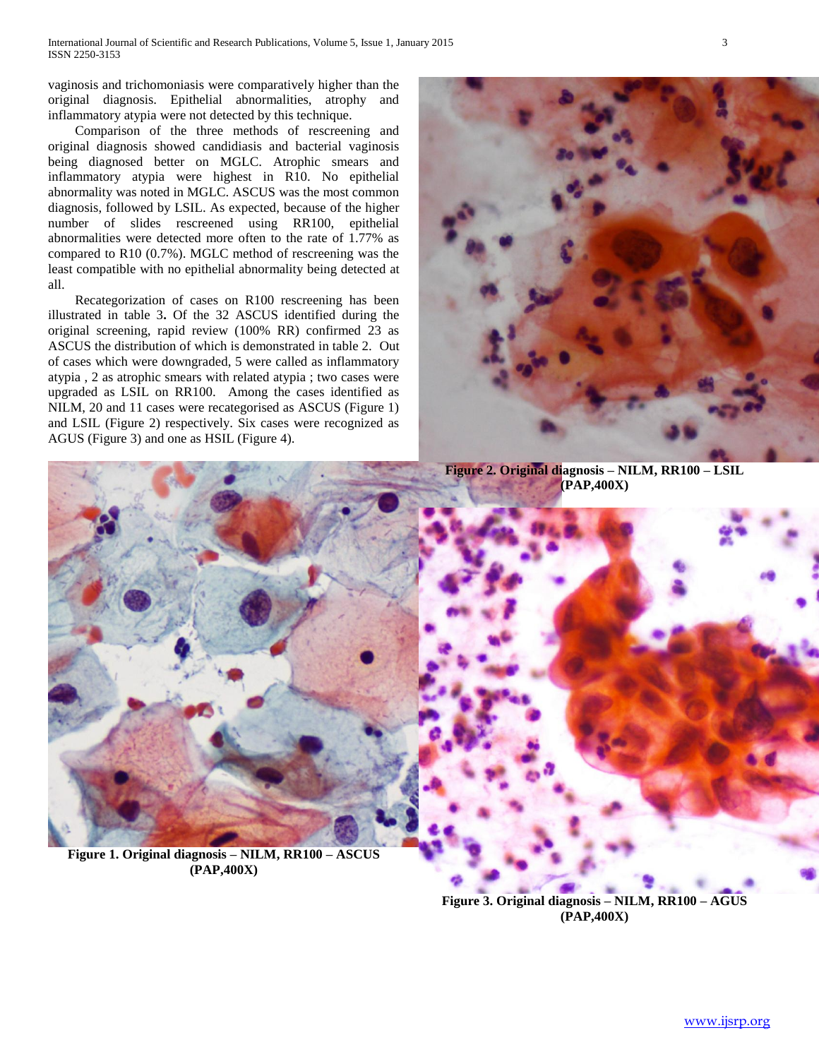vaginosis and trichomoniasis were comparatively higher than the original diagnosis. Epithelial abnormalities, atrophy and inflammatory atypia were not detected by this technique.

Comparison of the three methods of rescreening and original diagnosis showed candidiasis and bacterial vaginosis being diagnosed better on MGLC. Atrophic smears and inflammatory atypia were highest in R10. No epithelial abnormality was noted in MGLC. ASCUS was the most common diagnosis, followed by LSIL. As expected, because of the higher number of slides rescreened using RR100, epithelial abnormalities were detected more often to the rate of 1.77% as compared to R10 (0.7%). MGLC method of rescreening was the least compatible with no epithelial abnormality being detected at all.

Recategorization of cases on R100 rescreening has been illustrated in table 3**.** Of the 32 ASCUS identified during the original screening, rapid review (100% RR) confirmed 23 as ASCUS the distribution of which is demonstrated in table 2. Out of cases which were downgraded, 5 were called as inflammatory atypia , 2 as atrophic smears with related atypia ; two cases were upgraded as LSIL on RR100. Among the cases identified as NILM, 20 and 11 cases were recategorised as ASCUS (Figure 1) and LSIL (Figure 2) respectively. Six cases were recognized as AGUS (Figure 3) and one as HSIL (Figure 4).

**Figure 2. Original diagnosis – NILM, RR100 – LSIL (PAP,400X)**

**Figure 1. Original diagnosis – NILM, RR100 – ASCUS (PAP,400X)**

**Figure 3. Original diagnosis – NILM, RR100 – AGUS (PAP,400X)**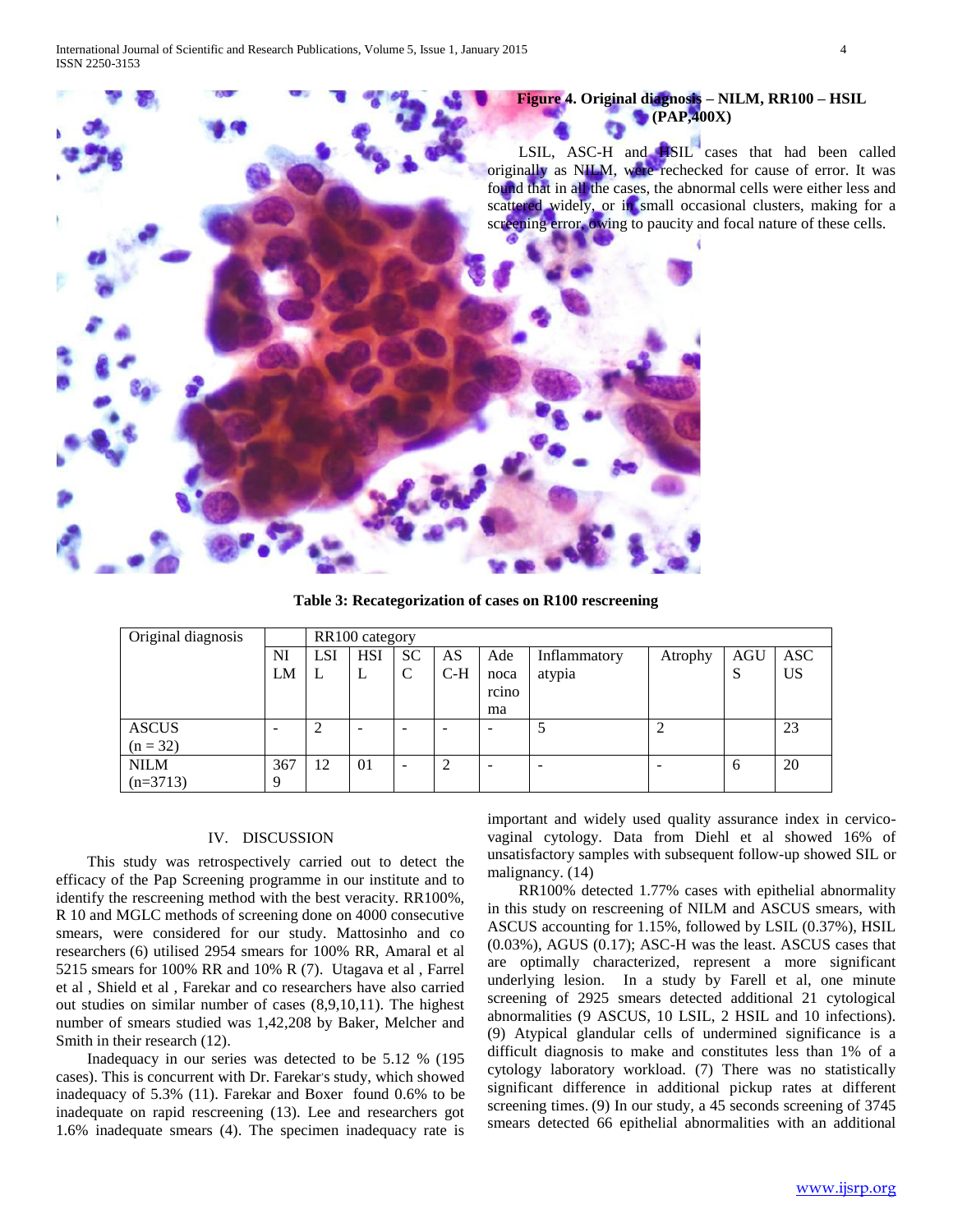**Figure 4. Original diagnosis – NILM, RR100 – HSIL (PAP,400X)**

LSIL, ASC-H and HSIL cases that had been called originally as NILM, were rechecked for cause of error. It was found that in all the cases, the abnormal cells were either less and scattered widely, or in small occasional clusters, making for a screening error, owing to paucity and focal nature of these cells.

**Table 3: Recategorization of cases on R100 rescreening**

| Original diagnosis | RR100 category | | | | | | | | | |
|---|---|---|---|---|---|---|---|---|---|---|
| | NILM | LSIL | HSIL | SCC | ASC-H | Adenocarcinoma | Inflammatory atypia | Atrophy | AGUS | ASCUS |
| ASCUS (n = 32) | - | 2 | - | - | - | - | 5 | 2 | | 23 |
| NILM (n=3713) | 3679 | 12 | 01 | - | 2 | - | - | - | 6 | 20 |

## IV. DISCUSSION

This study was retrospectively carried out to detect the efficacy of the Pap Screening programme in our institute and to identify the rescreening method with the best veracity. RR100%, R 10 and MGLC methods of screening done on 4000 consecutive smears, were considered for our study. Mattosinho and co researchers (6) utilised 2954 smears for 100% RR, Amaral et al 5215 smears for 100% RR and 10% R (7). Utagava et al , Farrel et al , Shield et al , Farekar and co researchers have also carried out studies on similar number of cases (8,9,10,11). The highest number of smears studied was 1,42,208 by Baker, Melcher and Smith in their research (12).

Inadequacy in our series was detected to be 5.12 % (195 cases). This is concurrent with Dr. Farekar's study, which showed inadequacy of 5.3% (11). Farekar and Boxer found 0.6% to be inadequate on rapid rescreening (13). Lee and researchers got 1.6% inadequate smears (4). The specimen inadequacy rate is important and widely used quality assurance index in cervico-vaginal cytology. Data from Diehl et al showed 16% of unsatisfactory samples with subsequent follow-up showed SIL or malignancy. (14)

RR100% detected 1.77% cases with epithelial abnormality in this study on rescreening of NILM and ASCUS smears, with ASCUS accounting for 1.15%, followed by LSIL (0.37%), HSIL (0.03%), AGUS (0.17); ASC-H was the least. ASCUS cases that are optimally characterized, represent a more significant underlying lesion. In a study by Farell et al, one minute screening of 2925 smears detected additional 21 cytological abnormalities (9 ASCUS, 10 LSIL, 2 HSIL and 10 infections). (9) Atypical glandular cells of undermined significance is a difficult diagnosis to make and constitutes less than 1% of a cytology laboratory workload. (7) There was no statistically significant difference in additional pickup rates at different screening times. (9) In our study, a 45 seconds screening of 3745 smears detected 66 epithelial abnormalities with an additional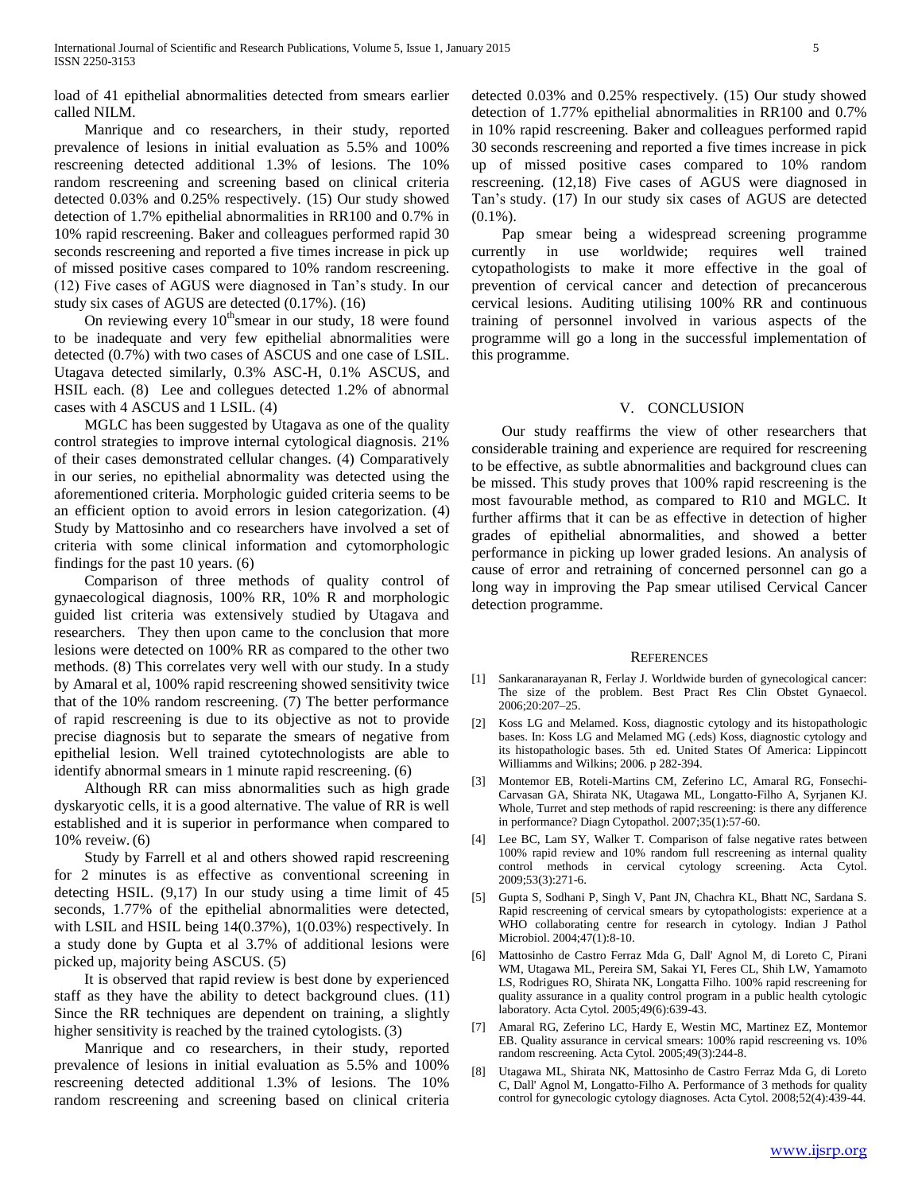load of 41 epithelial abnormalities detected from smears earlier called NILM.

Manrique and co researchers, in their study, reported prevalence of lesions in initial evaluation as 5.5% and 100% rescreening detected additional 1.3% of lesions. The 10% random rescreening and screening based on clinical criteria detected 0.03% and 0.25% respectively. (15) Our study showed detection of 1.7% epithelial abnormalities in RR100 and 0.7% in 10% rapid rescreening. Baker and colleagues performed rapid 30 seconds rescreening and reported a five times increase in pick up of missed positive cases compared to 10% random rescreening. (12) Five cases of AGUS were diagnosed in Tan's study. In our study six cases of AGUS are detected (0.17%). (16)

On reviewing every 10[th] smear in our study, 18 were found to be inadequate and very few epithelial abnormalities were detected (0.7%) with two cases of ASCUS and one case of LSIL. Utagava detected similarly, 0.3% ASC-H, 0.1% ASCUS, and HSIL each. (8) Lee and collegues detected 1.2% of abnormal cases with 4 ASCUS and 1 LSIL. (4)

MGLC has been suggested by Utagava as one of the quality control strategies to improve internal cytological diagnosis. 21% of their cases demonstrated cellular changes. (4) Comparatively in our series, no epithelial abnormality was detected using the aforementioned criteria. Morphologic guided criteria seems to be an efficient option to avoid errors in lesion categorization. (4) Study by Mattosinho and co researchers have involved a set of criteria with some clinical information and cytomorphologic findings for the past 10 years. (6)

Comparison of three methods of quality control of gynaecological diagnosis, 100% RR, 10% R and morphologic guided list criteria was extensively studied by Utagava and researchers. They then upon came to the conclusion that more lesions were detected on 100% RR as compared to the other two methods. (8) This correlates very well with our study. In a study by Amaral et al, 100% rapid rescreening showed sensitivity twice that of the 10% random rescreening. (7) The better performance of rapid rescreening is due to its objective as not to provide precise diagnosis but to separate the smears of negative from epithelial lesion. Well trained cytotechnologists are able to identify abnormal smears in 1 minute rapid rescreening. (6)

Although RR can miss abnormalities such as high grade dyskaryotic cells, it is a good alternative. The value of RR is well established and it is superior in performance when compared to 10% reveiw. (6)

Study by Farrell et al and others showed rapid rescreening for 2 minutes is as effective as conventional screening in detecting HSIL. (9,17) In our study using a time limit of 45 seconds, 1.77% of the epithelial abnormalities were detected, with LSIL and HSIL being 14(0.37%), 1(0.03%) respectively. In a study done by Gupta et al 3.7% of additional lesions were picked up, majority being ASCUS. (5)

It is observed that rapid review is best done by experienced staff as they have the ability to detect background clues. (11) Since the RR techniques are dependent on training, a slightly higher sensitivity is reached by the trained cytologists. (3)

Manrique and co researchers, in their study, reported prevalence of lesions in initial evaluation as 5.5% and 100% rescreening detected additional 1.3% of lesions. The 10% random rescreening and screening based on clinical criteria detected 0.03% and 0.25% respectively. (15) Our study showed detection of 1.77% epithelial abnormalities in RR100 and 0.7% in 10% rapid rescreening. Baker and colleagues performed rapid 30 seconds rescreening and reported a five times increase in pick up of missed positive cases compared to 10% random rescreening. (12,18) Five cases of AGUS were diagnosed in Tan's study. (17) In our study six cases of AGUS are detected (0.1%).

Pap smear being a widespread screening programme currently in use worldwide; requires well trained cytopathologists to make it more effective in the goal of prevention of cervical cancer and detection of precancerous cervical lesions. Auditing utilising 100% RR and continuous training of personnel involved in various aspects of the programme will go a long in the successful implementation of this programme.

## V. Conclusion

Our study reaffirms the view of other researchers that considerable training and experience are required for rescreening to be effective, as subtle abnormalities and background clues can be missed. This study proves that 100% rapid rescreening is the most favourable method, as compared to R10 and MGLC. It further affirms that it can be as effective in detection of higher grades of epithelial abnormalities, and showed a better performance in picking up lower graded lesions. An analysis of cause of error and retraining of concerned personnel can go a long way in improving the Pap smear utilised Cervical Cancer detection programme.

## References

[1] Sankaranarayanan R, Ferlay J. Worldwide burden of gynecological cancer: The size of the problem. Best Pract Res Clin Obstet Gynaecol. 2006;20:207–25.

[2] Koss LG and Melamed. Koss, diagnostic cytology and its histopathologic bases. In: Koss LG and Melamed (.eds) Koss, diagnostic cytology and its histopathologic bases. 5th ed. United States Of America: Lippincott Williamms and Wilkins; 2006. p 282-394.

[3] Montemor EB, Roteli-Martins CM, Zeferino LC, Amaral RG, Fonsechi-Carvasan GA, Shirata NK, Utagawa ML, Longatto-Filho A, Syrjanen KJ. Whole, Turret and step methods of rapid rescreening: is there any difference in performance? Diagn Cytopathol. 2007;35(1):57-60.

[4] Lee BC, Lam SY, Walker T. Comparison of false negative rates between 100% rapid review and 10% random full rescreening as internal quality control methods in cervical cytology screening. Acta Cytol. 2009;53(3):271-6.

[5] Gupta S, Sodhani P, Singh V, Pant JN, Chachra KL, Bhatt NC, Sardana S. Rapid rescreening of cervical smears by cytopathologists: experience at a WHO collaborating centre for research in cytology. Indian J Pathol Microbiol. 2004;47(1):8-10.

[6] Mattosinho de Castro Ferraz Mda G, Dall' Agnol M, di Loreto C, Pirani WM, Utagawa ML, Pereira SM, Sakai YI, Feres CL, Shih LW, Yamamoto LS, Rodrigues RO, Shirata NK, Longatta Filho. 100% rapid rescreening for quality assurance in a quality control program in a public health cytologic laboratory. Acta Cytol. 2005;49(6):639-43.

[7] Amaral RG, Zeferino LC, Hardy E, Westin MC, Martinez EZ, Montemor EB. Quality assurance in cervical smears: 100% rapid rescreening vs. 10% random rescreening. Acta Cytol. 2005;49(3):244-8.

[8] Utagawa ML, Shirata NK, Mattosinho de Castro Ferraz Mda G, di Loreto C, Dall' Agnol M, Longatto-Filho A. Performance of 3 methods for quality control for gynecologic cytology diagnoses. Acta Cytol. 2008;52(4):439-44.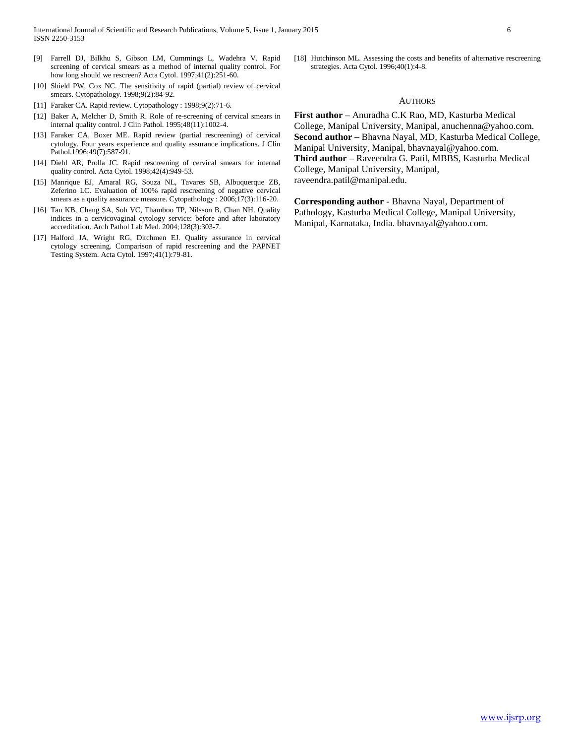[9] Farrell DJ, Bilkhu S, Gibson LM, Cummings L, Wadehra V. Rapid screening of cervical smears as a method of internal quality control. For how long should we rescreen? Acta Cytol. 1997;41(2):251-60.

[10] Shield PW, Cox NC. The sensitivity of rapid (partial) review of cervical smears. Cytopathology. 1998;9(2):84-92.

[11] Faraker CA. Rapid review. Cytopathology : 1998;9(2):71-6.

[12] Baker A, Melcher D, Smith R. Role of re-screening of cervical smears in internal quality control. J Clin Pathol. 1995;48(11):1002-4.

[13] Faraker CA, Boxer ME. Rapid review (partial rescreening) of cervical cytology. Four years experience and quality assurance implications. J Clin Pathol.1996;49(7):587-91.

[14] Diehl AR, Prolla JC. Rapid rescreening of cervical smears for internal quality control. Acta Cytol. 1998;42(4):949-53.

[15] Manrique EJ, Amaral RG, Souza NL, Tavares SB, Albuquerque ZB, Zeferino LC. Evaluation of 100% rapid rescreening of negative cervical smears as a quality assurance measure. Cytopathology : 2006;17(3):116-20.

[16] Tan KB, Chang SA, Soh VC, Thamboo TP, Nilsson B, Chan NH. Quality indices in a cervicovaginal cytology service: before and after laboratory accreditation. Arch Pathol Lab Med. 2004;128(3):303-7.

[17] Halford JA, Wright RG, Ditchmen EJ. Quality assurance in cervical cytology screening. Comparison of rapid rescreening and the PAPNET Testing System. Acta Cytol. 1997;41(1):79-81.

[18] Hutchinson ML. Assessing the costs and benefits of alternative rescreening strategies. Acta Cytol. 1996;40(1):4-8.

## AUTHORS

**First author** – Anuradha C.K Rao, MD, Kasturba Medical College, Manipal University, Manipal, anuchenna@yahoo.com.
**Second author** – Bhavna Nayal, MD, Kasturba Medical College, Manipal University, Manipal, bhavnayal@yahoo.com.
**Third author** – Raveendra G. Patil, MBBS, Kasturba Medical College, Manipal University, Manipal, raveendra.patil@manipal.edu.

**Corresponding author** - Bhavna Nayal, Department of Pathology, Kasturba Medical College, Manipal University, Manipal, Karnataka, India. bhavnayal@yahoo.com.